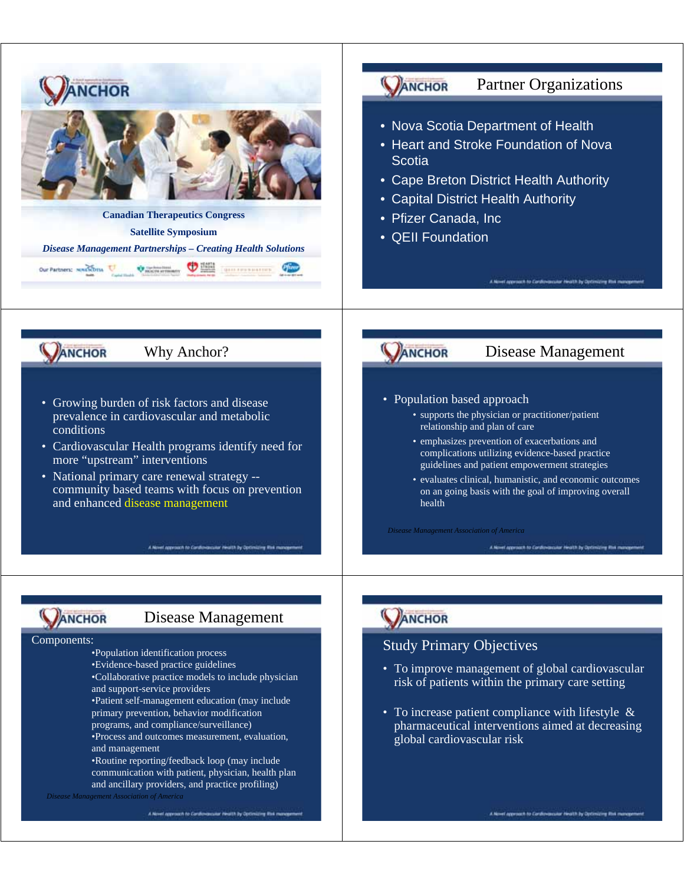# ANCHOR

**Canadian Therapeutics Congress**

**Satellite Symposium**

***Disease Management Partnerships – Creating Health Solutions***

Our Partners:

---

## Partner Organizations

- Nova Scotia Department of Health
- Heart and Stroke Foundation of Nova Scotia
- Cape Breton District Health Authority
- Capital District Health Authority
- Pfizer Canada, Inc
- QEII Foundation

---

## Why Anchor?

- Growing burden of risk factors and disease prevalence in cardiovascular and metabolic conditions
- Cardiovascular Health programs identify need for more "upstream" interventions
- National primary care renewal strategy -- community based teams with focus on prevention and enhanced disease management

---

## Disease Management

- Population based approach
  - supports the physician or practitioner/patient relationship and plan of care
  - emphasizes prevention of exacerbations and complications utilizing evidence-based practice guidelines and patient empowerment strategies
  - evaluates clinical, humanistic, and economic outcomes on an going basis with the goal of improving overall health

*Disease Management Association of America*

---

## Disease Management

Components:

- Population identification process
- Evidence-based practice guidelines
- Collaborative practice models to include physician and support-service providers
- Patient self-management education (may include primary prevention, behavior modification programs, and compliance/surveillance)
- Process and outcomes measurement, evaluation, and management
- Routine reporting/feedback loop (may include communication with patient, physician, health plan and ancillary providers, and practice profiling)

*Disease Management Association of America*

---

## Study Primary Objectives

- To improve management of global cardiovascular risk of patients within the primary care setting
- To increase patient compliance with lifestyle & pharmaceutical interventions aimed at decreasing global cardiovascular risk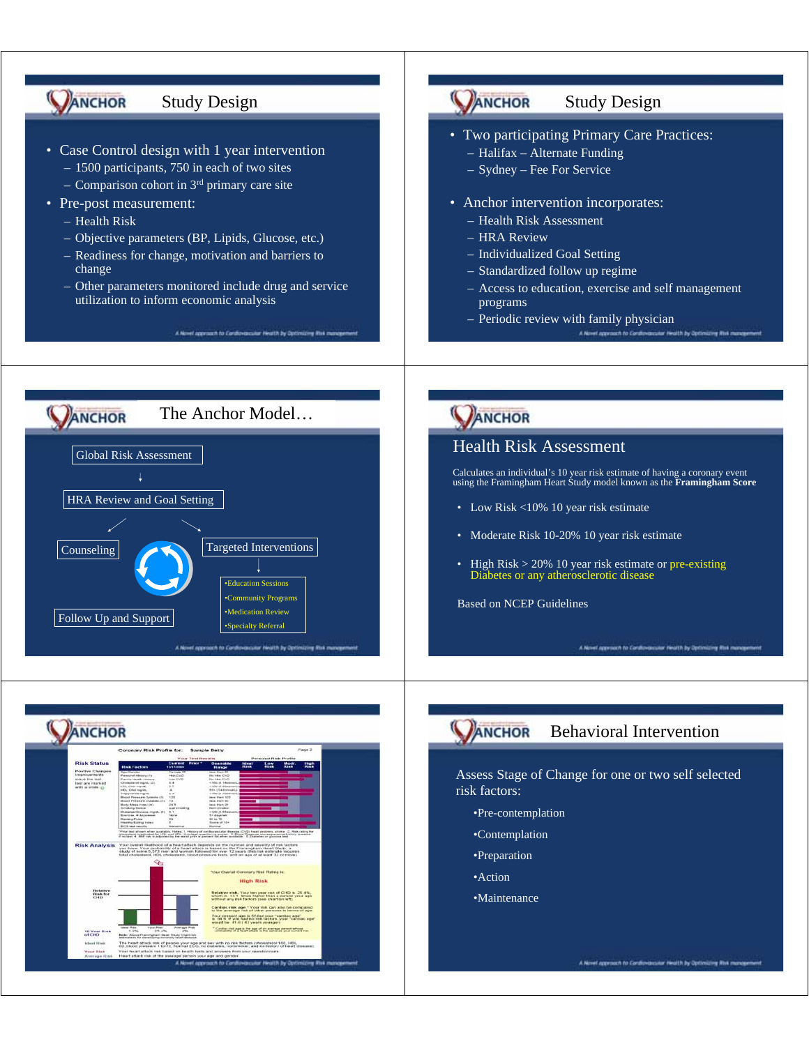## Study Design

- Case Control design with 1 year intervention
  - 1500 participants, 750 in each of two sites
  - Comparison cohort in 3rd primary care site
- Pre-post measurement:
  - Health Risk
  - Objective parameters (BP, Lipids, Glucose, etc.)
  - Readiness for change, motivation and barriers to change
  - Other parameters monitored include drug and service utilization to inform economic analysis

## Study Design

- Two participating Primary Care Practices:
  - Halifax – Alternate Funding
  - Sydney – Fee For Service
- Anchor intervention incorporates:
  - Health Risk Assessment
  - HRA Review
  - Individualized Goal Setting
  - Standardized follow up regime
  - Access to education, exercise and self management programs
  - Periodic review with family physician

## The Anchor Model…

Global Risk Assessment

HRA Review and Goal Setting

Counseling

Targeted Interventions

- Education Sessions
- Community Programs
- Medication Review
- Specialty Referral

Follow Up and Support

## Health Risk Assessment

Calculates an individual's 10 year risk estimate of having a coronary event using the Framingham Heart Study model known as the **Framingham Score**

- Low Risk <10% 10 year risk estimate
- Moderate Risk 10-20% 10 year risk estimate
- High Risk > 20% 10 year risk estimate or pre-existing Diabetes or any atherosclerotic disease

Based on NCEP Guidelines

Coronary Risk Profile for: Sample Betty

## Behavioral Intervention

Assess Stage of Change for one or two self selected risk factors:

- Pre-contemplation
- Contemplation
- Preparation
- Action
- Maintenance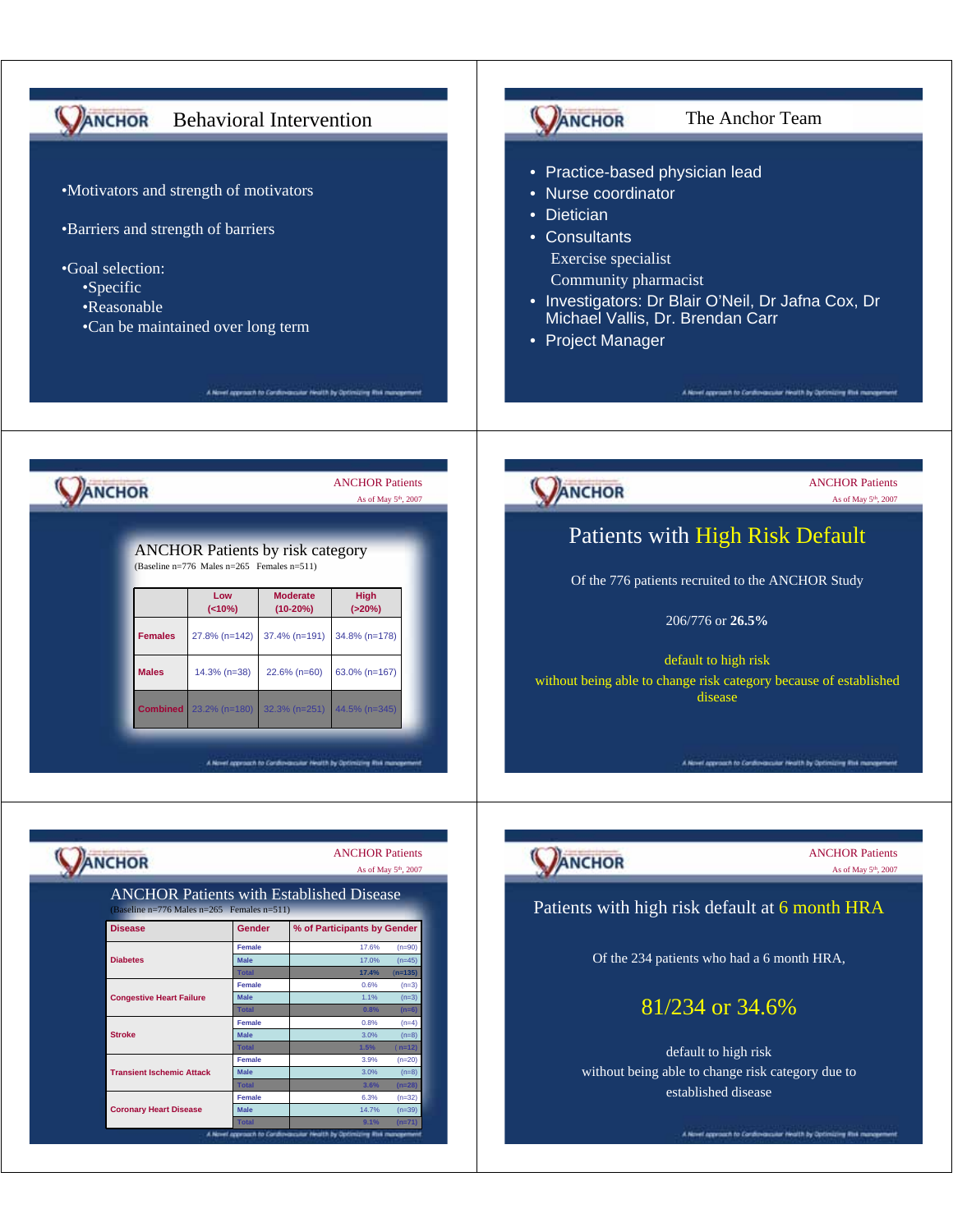## Behavioral Intervention

- Motivators and strength of motivators
- Barriers and strength of barriers
- Goal selection:
  - Specific
  - Reasonable
  - Can be maintained over long term

## The Anchor Team

- Practice-based physician lead
- Nurse coordinator
- Dietician
- Consultants
  - Exercise specialist
  - Community pharmacist
- Investigators: Dr Blair O'Neil, Dr Jafna Cox, Dr Michael Vallis, Dr. Brendan Carr
- Project Manager

## ANCHOR Patients

As of May 5th, 2007

### ANCHOR Patients by risk category

(Baseline n=776 Males n=265 Females n=511)

| | Low (<10%) | Moderate (10-20%) | High (>20%) |
|---|---|---|---|
| Females | 27.8% (n=142) | 37.4% (n=191) | 34.8% (n=178) |
| Males | 14.3% (n=38) | 22.6% (n=60) | 63.0% (n=167) |
| Combined | 23.2% (n=180) | 32.3% (n=251) | 44.5% (n=345) |

## ANCHOR Patients

As of May 5th, 2007

### Patients with High Risk Default

Of the 776 patients recruited to the ANCHOR Study

206/776 or **26.5%**

default to high risk without being able to change risk category because of established disease

## ANCHOR Patients

As of May 5th, 2007

### ANCHOR Patients with Established Disease

(Baseline n=776 Males n=265 Females n=511)

| Disease | Gender | % of Participants by Gender | |
|---|---|---|---|
| Diabetes | Female | 17.6% | (n=90) |
| | Male | 17.0% | (n=45) |
| | Total | 17.4% | (n=135) |
| Congestive Heart Failure | Female | 0.6% | (n=3) |
| | Male | 1.1% | (n=3) |
| | Total | 0.8% | (n=6) |
| Stroke | Female | 0.8% | (n=4) |
| | Male | 3.0% | (n=8) |
| | Total | 1.5% | (n=12) |
| Transient Ischemic Attack | Female | 3.9% | (n=20) |
| | Male | 3.0% | (n=8) |
| | Total | 3.6% | (n=28) |
| Coronary Heart Disease | Female | 6.3% | (n=32) |
| | Male | 14.7% | (n=39) |
| | Total | 9.1% | (n=71) |

## ANCHOR Patients

As of May 5th, 2007

### Patients with high risk default at 6 month HRA

Of the 234 patients who had a 6 month HRA,

81/234 or 34.6%

default to high risk without being able to change risk category due to established disease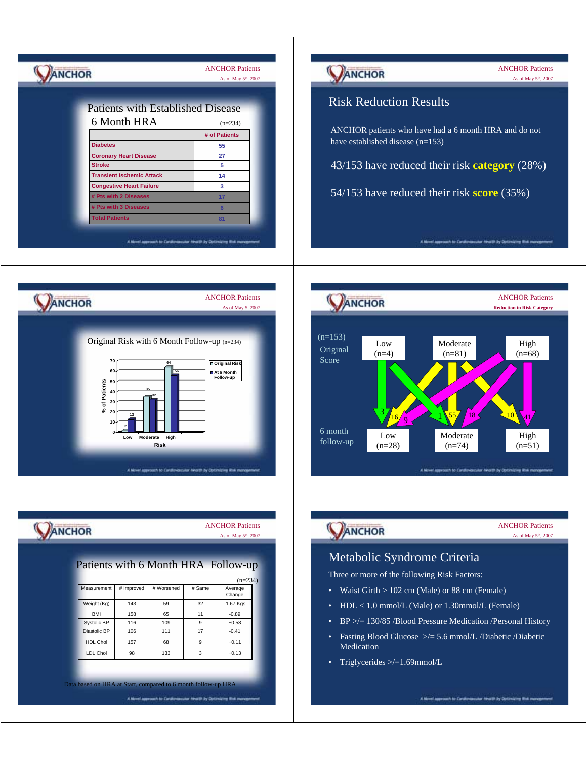## ANCHOR Patients

As of May 5th, 2007

### Patients with Established Disease 6 Month HRA

(n=234)

| | # of Patients |
|---|---|
| Diabetes | 55 |
| Coronary Heart Disease | 27 |
| Stroke | 5 |
| Transient Ischemic Attack | 14 |
| Congestive Heart Failure | 3 |
| # Pts with 2 Diseases | 17 |
| # Pts with 3 Diseases | 6 |
| Total Patients | 81 |

A Novel approach to Cardiovascular Health by Optimizing Risk management

---

## ANCHOR Patients

As of May 5th, 2007

### Risk Reduction Results

ANCHOR patients who have had a 6 month HRA and do not have established disease (n=153)

43/153 have reduced their risk **category** (28%)

54/153 have reduced their risk **score** (35%)

A Novel approach to Cardiovascular Health by Optimizing Risk management

---

## ANCHOR Patients

As of May 5, 2007

### Original Risk with 6 Month Follow-up (n=234)

| Risk | Original Risk (% of Patients) | At 6 Month Follow-up (% of Patients) |
|---|---|---|
| Low | 2 | 13 |
| Moderate | 35 | 32 |
| High | 64 | 56 |

A Novel approach to Cardiovascular Health by Optimizing Risk management

---

## ANCHOR Patients

Reduction in Risk Category

(n=153) Original Score: Low (n=4), Moderate (n=81), High (n=68)

6 month follow-up: Low (n=28), Moderate (n=74), High (n=51)

| Original → 6 month | Low | Moderate | High |
|---|---|---|---|
| Low (n=4) | 3 | 1 | |
| Moderate (n=81) | 16 | 55 | 10 |
| High (n=68) | 9 | 18 | 41 |

A Novel approach to Cardiovascular Health by Optimizing Risk management

---

## ANCHOR Patients

As of May 5th, 2007

### Patients with 6 Month HRA Follow-up

(n=234)

| Measurement | # Improved | # Worsened | # Same | Average Change |
|---|---|---|---|---|
| Weight (Kg) | 143 | 59 | 32 | -1.67 Kgs |
| BMI | 158 | 65 | 11 | -0.89 |
| Systolic BP | 116 | 109 | 9 | +0.58 |
| Diastolic BP | 106 | 111 | 17 | -0.41 |
| HDL Chol | 157 | 68 | 9 | +0.11 |
| LDL Chol | 98 | 133 | 3 | +0.13 |

Data based on HRA at Start, compared to 6 month follow-up HRA

A Novel approach to Cardiovascular Health by Optimizing Risk management

---

## ANCHOR Patients

As of May 5th, 2007

### Metabolic Syndrome Criteria

Three or more of the following Risk Factors:

- Waist Girth > 102 cm (Male) or 88 cm (Female)
- HDL < 1.0 mmol/L (Male) or 1.30mmol/L (Female)
- BP >/= 130/85 /Blood Pressure Medication /Personal History
- Fasting Blood Glucose >/= 5.6 mmol/L /Diabetic /Diabetic Medication
- Triglycerides >/=1.69mmol/L

A Novel approach to Cardiovascular Health by Optimizing Risk management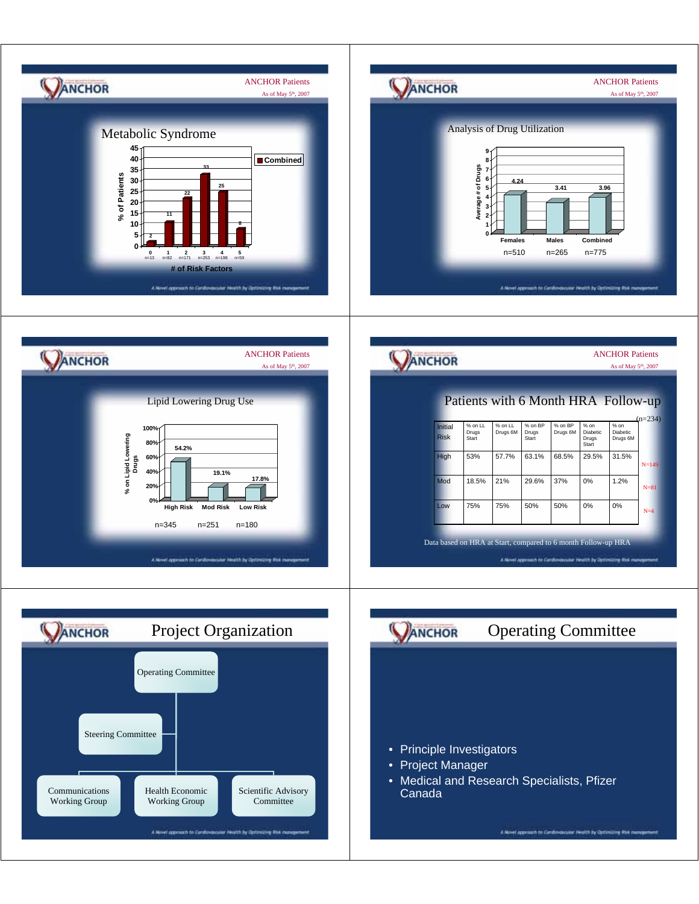## ANCHOR Patients
As of May 5th, 2007

### Metabolic Syndrome

% of Patients by # of Risk Factors (Combined)

| # of Risk Factors | 0 | 1 | 2 | 3 | 4 | 5 |
|---|---|---|---|---|---|---|
| n | n=13 | n=82 | n=171 | n=253 | n=198 | n=59 |
| % of Patients | 2 | 11 | 22 | 33 | 25 | 8 |

---

## ANCHOR Patients
As of May 5th, 2007

### Analysis of Drug Utilization

| | Females | Males | Combined |
|---|---|---|---|
| Average # of Drugs | 4.24 | 3.41 | 3.96 |
| n | n=510 | n=265 | n=775 |

---

## ANCHOR Patients
As of May 5th, 2007

### Lipid Lowering Drug Use

| | High Risk | Mod Risk | Low Risk |
|---|---|---|---|
| % on Lipid Lowering Drugs | 54.2% | 19.1% | 17.8% |
| n | n=345 | n=251 | n=180 |

---

## ANCHOR Patients
As of May 5th, 2007

### Patients with 6 Month HRA Follow-up

(n=234)

| Initial Risk | % on LL Drugs Start | % on LL Drugs 6M | % on BP Drugs Start | % on BP Drugs 6M | % on Diabetic Drugs Start | % on Diabetic Drugs 6M | |
|---|---|---|---|---|---|---|---|
| High | 53% | 57.7% | 63.1% | 68.5% | 29.5% | 31.5% | N=149 |
| Mod | 18.5% | 21% | 29.6% | 37% | 0% | 1.2% | N=81 |
| Low | 75% | 75% | 50% | 50% | 0% | 0% | N=4 |

Data based on HRA at Start, compared to 6 month Follow-up HRA

---

## Project Organization

- Operating Committee
  - Steering Committee
  - Communications Working Group
  - Health Economic Working Group
  - Scientific Advisory Committee

---

## Operating Committee

- Principle Investigators
- Project Manager
- Medical and Research Specialists, Pfizer Canada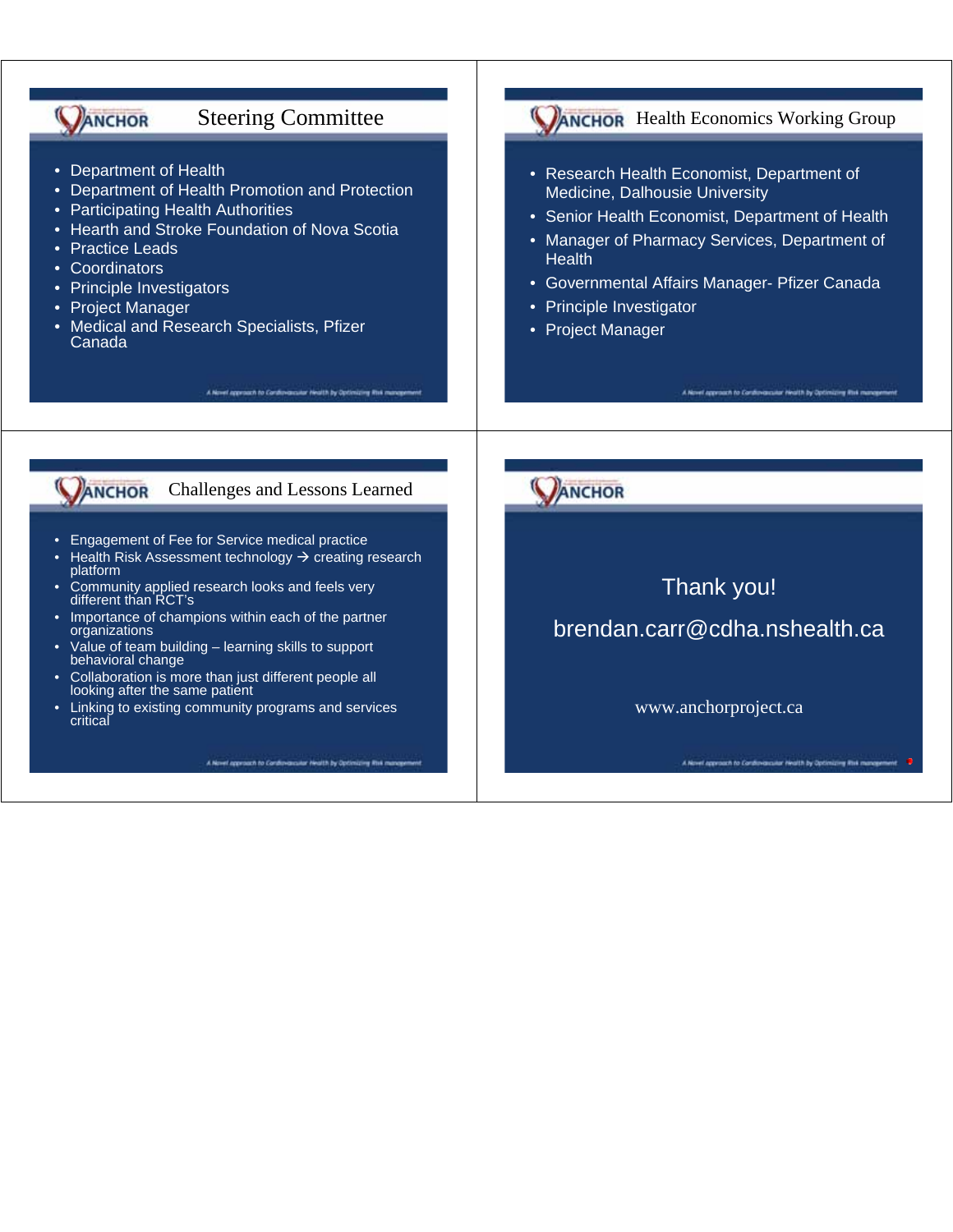## Steering Committee

- Department of Health
- Department of Health Promotion and Protection
- Participating Health Authorities
- Hearth and Stroke Foundation of Nova Scotia
- Practice Leads
- Coordinators
- Principle Investigators
- Project Manager
- Medical and Research Specialists, Pfizer Canada

## Health Economics Working Group

- Research Health Economist, Department of Medicine, Dalhousie University
- Senior Health Economist, Department of Health
- Manager of Pharmacy Services, Department of Health
- Governmental Affairs Manager- Pfizer Canada
- Principle Investigator
- Project Manager

## Challenges and Lessons Learned

- Engagement of Fee for Service medical practice
- Health Risk Assessment technology → creating research platform
- Community applied research looks and feels very different than RCT's
- Importance of champions within each of the partner organizations
- Value of team building – learning skills to support behavioral change
- Collaboration is more than just different people all looking after the same patient
- Linking to existing community programs and services critical

Thank you!

brendan.carr@cdha.nshealth.ca

www.anchorproject.ca